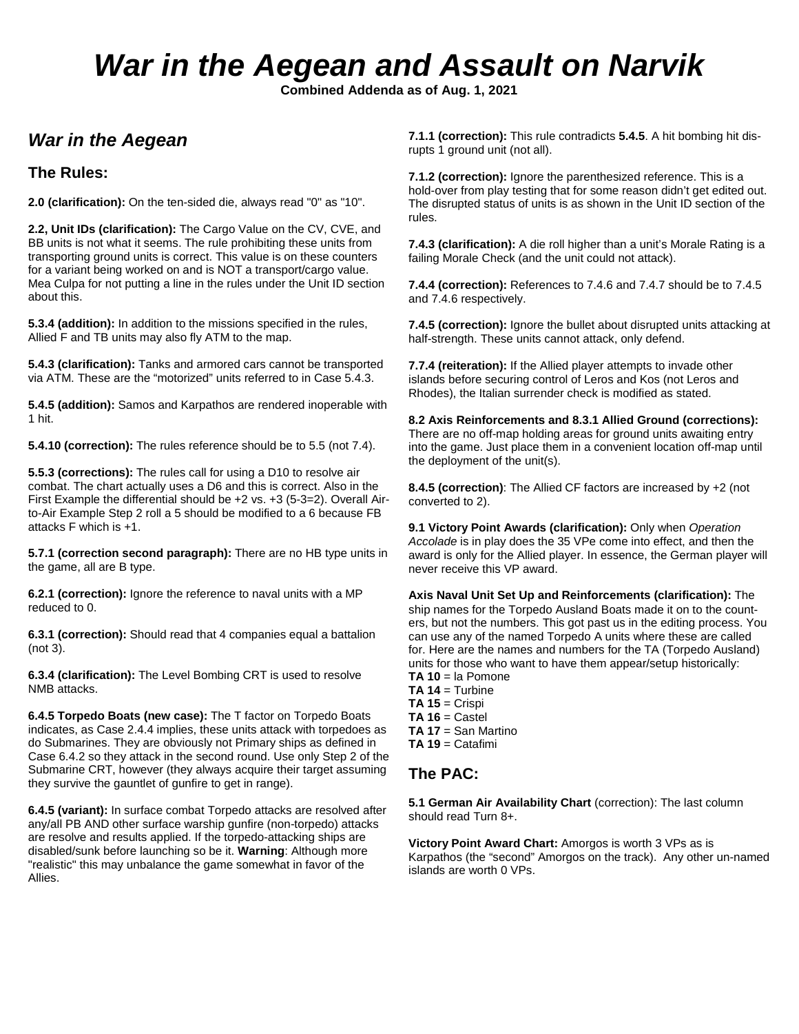# *War in the Aegean and Assault on Narvik*

**Combined Addenda as of Aug. 1, 2021**

## *War in the Aegean*

### The Rules:

**2.0 (clarification):** On the ten-sided die, always read "0" as "10".

**2.2, Unit IDs (clarification):** The Cargo Value on the CV, CVE, and BB units is not what it seems. The rule prohibiting these units from transporting ground units is correct. This value is on these counters for a variant being worked on and is NOT a transport/cargo value. Mea Culpa for not putting a line in the rules under the Unit ID section about this.

**5.3.4 (addition):** In addition to the missions specified in the rules, Allied F and TB units may also fly ATM to the map.

**5.4.3 (clarification):** Tanks and armored cars cannot be transported via ATM. These are the "motorized" units referred to in Case 5.4.3.

**5.4.5 (addition):** Samos and Karpathos are rendered inoperable with 1 hit.

**5.4.10 (correction):** The rules reference should be to 5.5 (not 7.4).

**5.5.3 (corrections):** The rules call for using a D10 to resolve air combat. The chart actually uses a D6 and this is correct. Also in the First Example the differential should be +2 vs. +3 (5-3=2). Overall Air-to-Air Example Step 2 roll a 5 should be modified to a 6 because FB attacks F which is +1.

**5.7.1 (correction second paragraph):** There are no HB type units in the game, all are B type.

**6.2.1 (correction):** Ignore the reference to naval units with a MP reduced to 0.

**6.3.1 (correction):** Should read that 4 companies equal a battalion (not 3).

**6.3.4 (clarification):** The Level Bombing CRT is used to resolve NMB attacks.

**6.4.5 Torpedo Boats (new case):** The T factor on Torpedo Boats indicates, as Case 2.4.4 implies, these units attack with torpedoes as do Submarines. They are obviously not Primary ships as defined in Case 6.4.2 so they attack in the second round. Use only Step 2 of the Submarine CRT, however (they always acquire their target assuming they survive the gauntlet of gunfire to get in range).

**6.4.5 (variant):** In surface combat Torpedo attacks are resolved after any/all PB AND other surface warship gunfire (non-torpedo) attacks are resolve and results applied. If the torpedo-attacking ships are disabled/sunk before launching so be it. **Warning**: Although more "realistic" this may unbalance the game somewhat in favor of the Allies.

**7.1.1 (correction):** This rule contradicts **5.4.5**. A hit bombing hit disrupts 1 ground unit (not all).

**7.1.2 (correction):** Ignore the parenthesized reference. This is a hold-over from play testing that for some reason didn't get edited out. The disrupted status of units is as shown in the Unit ID section of the rules.

**7.4.3 (clarification):** A die roll higher than a unit's Morale Rating is a failing Morale Check (and the unit could not attack).

**7.4.4 (correction):** References to 7.4.6 and 7.4.7 should be to 7.4.5 and 7.4.6 respectively.

**7.4.5 (correction):** Ignore the bullet about disrupted units attacking at half-strength. These units cannot attack, only defend.

**7.7.4 (reiteration):** If the Allied player attempts to invade other islands before securing control of Leros and Kos (not Leros and Rhodes), the Italian surrender check is modified as stated.

**8.2 Axis Reinforcements and 8.3.1 Allied Ground (corrections):** There are no off-map holding areas for ground units awaiting entry into the game. Just place them in a convenient location off-map until the deployment of the unit(s).

**8.4.5 (correction)**: The Allied CF factors are increased by +2 (not converted to 2).

**9.1 Victory Point Awards (clarification):** Only when *Operation Accolade* is in play does the 35 VPe come into effect, and then the award is only for the Allied player. In essence, the German player will never receive this VP award.

**Axis Naval Unit Set Up and Reinforcements (clarification):** The ship names for the Torpedo Ausland Boats made it on to the counters, but not the numbers. This got past us in the editing process. You can use any of the named Torpedo A units where these are called for. Here are the names and numbers for the TA (Torpedo Ausland) units for those who want to have them appear/setup historically:

**TA 10** = la Pomone
**TA 14** = Turbine
**TA 15** = Crispi
**TA 16** = Castel
**TA 17** = San Martino
**TA 19** = Catafimi

### The PAC:

**5.1 German Air Availability Chart** (correction): The last column should read Turn 8+.

**Victory Point Award Chart:** Amorgos is worth 3 VPs as is Karpathos (the "second" Amorgos on the track). Any other un-named islands are worth 0 VPs.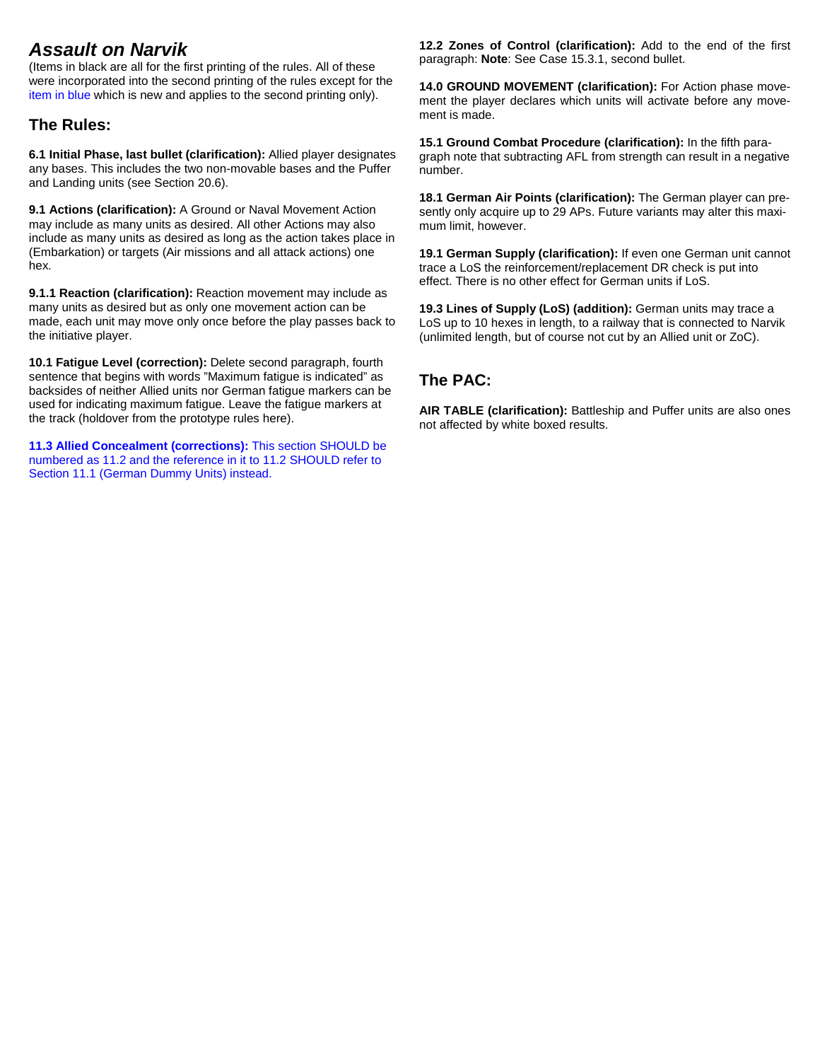## *Assault on Narvik*

(Items in black are all for the first printing of the rules. All of these were incorporated into the second printing of the rules except for the item in blue which is new and applies to the second printing only).

### The Rules:

**6.1 Initial Phase, last bullet (clarification):** Allied player designates any bases. This includes the two non-movable bases and the Puffer and Landing units (see Section 20.6).

**9.1 Actions (clarification):** A Ground or Naval Movement Action may include as many units as desired. All other Actions may also include as many units as desired as long as the action takes place in (Embarkation) or targets (Air missions and all attack actions) one hex.

**9.1.1 Reaction (clarification):** Reaction movement may include as many units as desired but as only one movement action can be made, each unit may move only once before the play passes back to the initiative player.

**10.1 Fatigue Level (correction):** Delete second paragraph, fourth sentence that begins with words "Maximum fatigue is indicated" as backsides of neither Allied units nor German fatigue markers can be used for indicating maximum fatigue. Leave the fatigue markers at the track (holdover from the prototype rules here).

**11.3 Allied Concealment (corrections):** This section SHOULD be numbered as 11.2 and the reference in it to 11.2 SHOULD refer to Section 11.1 (German Dummy Units) instead.

**12.2 Zones of Control (clarification):** Add to the end of the first paragraph: **Note**: See Case 15.3.1, second bullet.

**14.0 GROUND MOVEMENT (clarification):** For Action phase movement the player declares which units will activate before any movement is made.

**15.1 Ground Combat Procedure (clarification):** In the fifth paragraph note that subtracting AFL from strength can result in a negative number.

**18.1 German Air Points (clarification):** The German player can presently only acquire up to 29 APs. Future variants may alter this maximum limit, however.

**19.1 German Supply (clarification):** If even one German unit cannot trace a LoS the reinforcement/replacement DR check is put into effect. There is no other effect for German units if LoS.

**19.3 Lines of Supply (LoS) (addition):** German units may trace a LoS up to 10 hexes in length, to a railway that is connected to Narvik (unlimited length, but of course not cut by an Allied unit or ZoC).

### The PAC:

**AIR TABLE (clarification):** Battleship and Puffer units are also ones not affected by white boxed results.